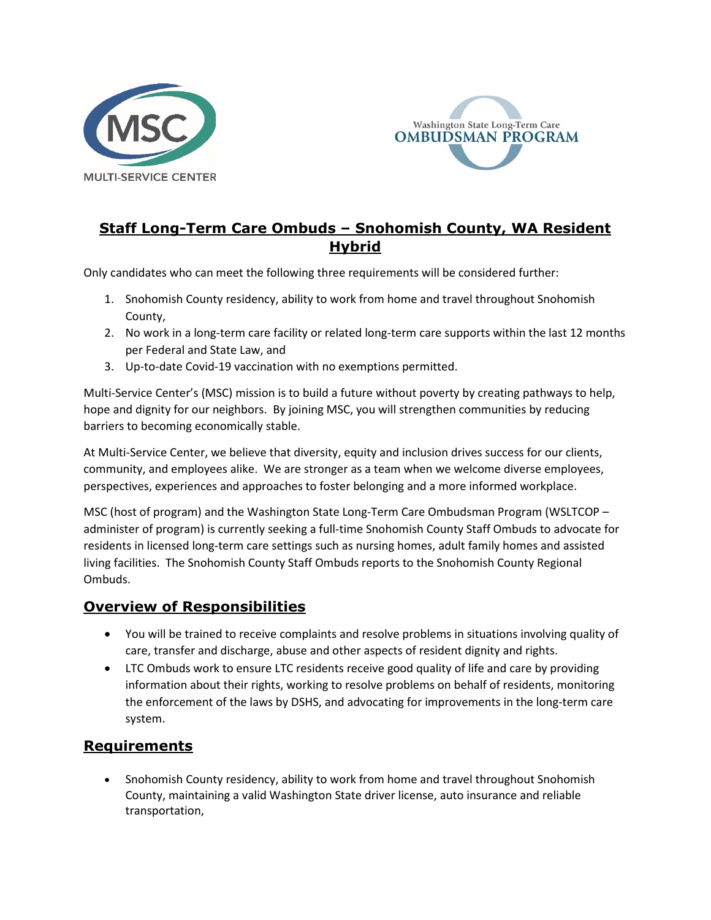# Staff Long-Term Care Ombuds – Snohomish County, WA Resident Hybrid

Only candidates who can meet the following three requirements will be considered further:

1. Snohomish County residency, ability to work from home and travel throughout Snohomish County,
2. No work in a long-term care facility or related long-term care supports within the last 12 months per Federal and State Law, and
3. Up-to-date Covid-19 vaccination with no exemptions permitted.

Multi-Service Center's (MSC) mission is to build a future without poverty by creating pathways to help, hope and dignity for our neighbors. By joining MSC, you will strengthen communities by reducing barriers to becoming economically stable.

At Multi-Service Center, we believe that diversity, equity and inclusion drives success for our clients, community, and employees alike. We are stronger as a team when we welcome diverse employees, perspectives, experiences and approaches to foster belonging and a more informed workplace.

MSC (host of program) and the Washington State Long-Term Care Ombudsman Program (WSLTCOP – administer of program) is currently seeking a full-time Snohomish County Staff Ombuds to advocate for residents in licensed long-term care settings such as nursing homes, adult family homes and assisted living facilities. The Snohomish County Staff Ombuds reports to the Snohomish County Regional Ombuds.

## Overview of Responsibilities

- You will be trained to receive complaints and resolve problems in situations involving quality of care, transfer and discharge, abuse and other aspects of resident dignity and rights.
- LTC Ombuds work to ensure LTC residents receive good quality of life and care by providing information about their rights, working to resolve problems on behalf of residents, monitoring the enforcement of the laws by DSHS, and advocating for improvements in the long-term care system.

## Requirements

- Snohomish County residency, ability to work from home and travel throughout Snohomish County, maintaining a valid Washington State driver license, auto insurance and reliable transportation,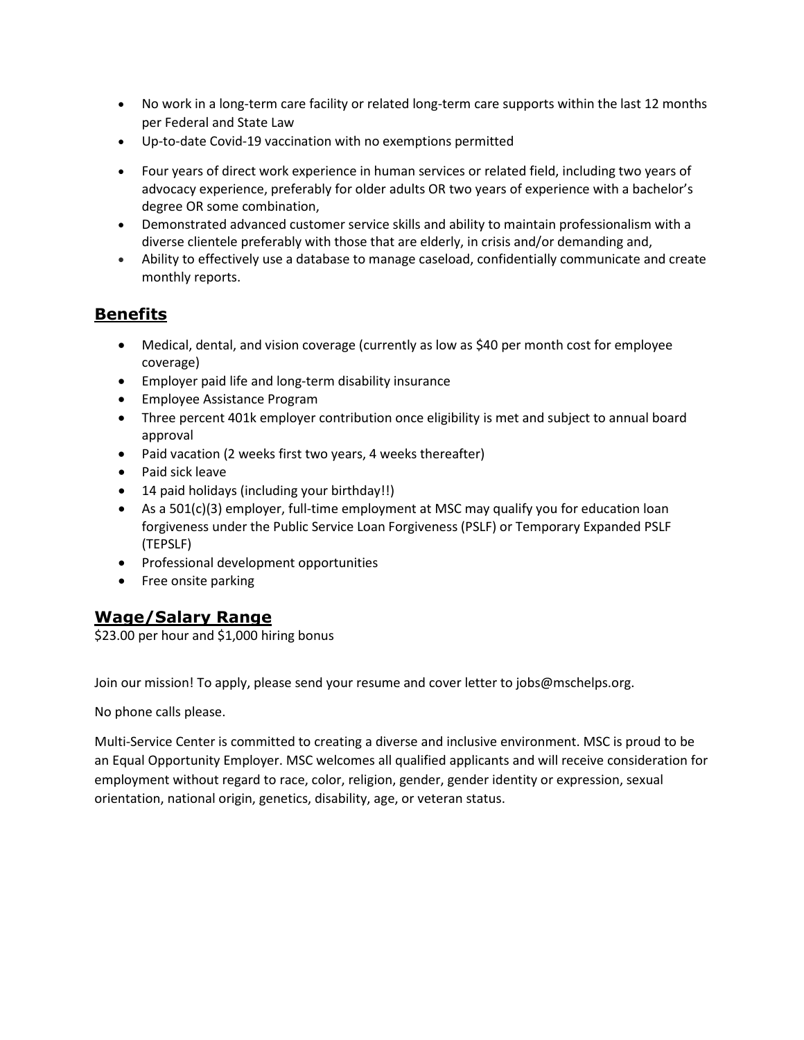- No work in a long-term care facility or related long-term care supports within the last 12 months per Federal and State Law
- Up-to-date Covid-19 vaccination with no exemptions permitted
- Four years of direct work experience in human services or related field, including two years of advocacy experience, preferably for older adults OR two years of experience with a bachelor's degree OR some combination,
- Demonstrated advanced customer service skills and ability to maintain professionalism with a diverse clientele preferably with those that are elderly, in crisis and/or demanding and,
- Ability to effectively use a database to manage caseload, confidentially communicate and create monthly reports.

## Benefits

- Medical, dental, and vision coverage (currently as low as $40 per month cost for employee coverage)
- Employer paid life and long-term disability insurance
- Employee Assistance Program
- Three percent 401k employer contribution once eligibility is met and subject to annual board approval
- Paid vacation (2 weeks first two years, 4 weeks thereafter)
- Paid sick leave
- 14 paid holidays (including your birthday!!)
- As a 501(c)(3) employer, full-time employment at MSC may qualify you for education loan forgiveness under the Public Service Loan Forgiveness (PSLF) or Temporary Expanded PSLF (TEPSLF)
- Professional development opportunities
- Free onsite parking

## Wage/Salary Range

$23.00 per hour and $1,000 hiring bonus

Join our mission! To apply, please send your resume and cover letter to jobs@mschelps.org.

No phone calls please.

Multi-Service Center is committed to creating a diverse and inclusive environment. MSC is proud to be an Equal Opportunity Employer. MSC welcomes all qualified applicants and will receive consideration for employment without regard to race, color, religion, gender, gender identity or expression, sexual orientation, national origin, genetics, disability, age, or veteran status.